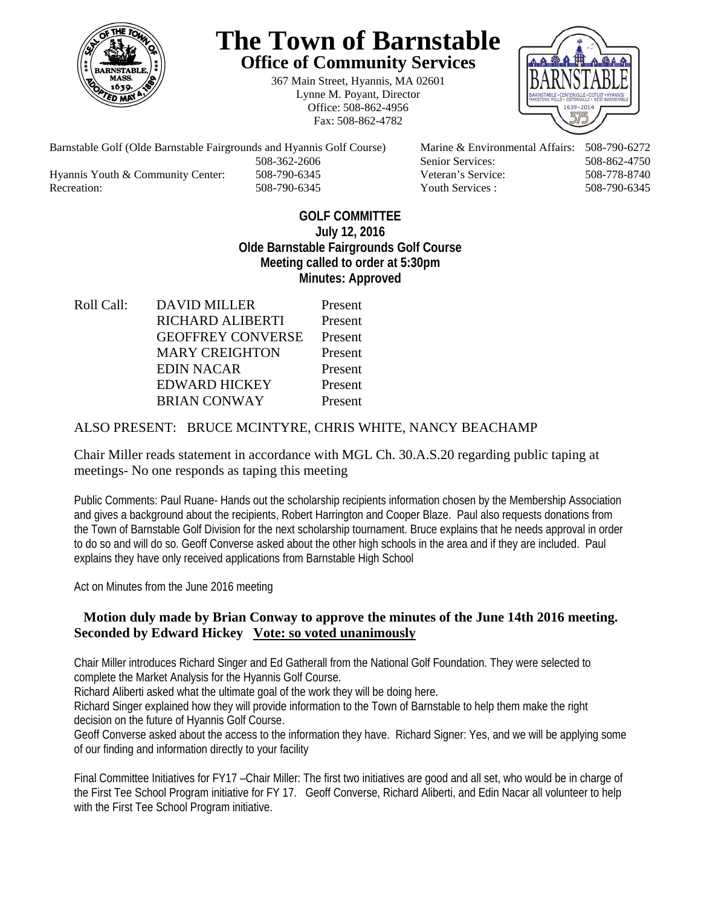# The Town of Barnstable

## Office of Community Services

367 Main Street, Hyannis, MA 02601
Lynne M. Poyant, Director
Office: 508-862-4956
Fax: 508-862-4782

| | | | |
|---|---|---|---|
| Barnstable Golf (Olde Barnstable Fairgrounds and Hyannis Golf Course) | 508-362-2606 | Marine & Environmental Affairs: | 508-790-6272 |
| | | Senior Services: | 508-862-4750 |
| Hyannis Youth & Community Center: | 508-790-6345 | Veteran's Service: | 508-778-8740 |
| Recreation: | 508-790-6345 | Youth Services : | 508-790-6345 |

**GOLF COMMITTEE**
**July 12, 2016**
**Olde Barnstable Fairgrounds Golf Course**
**Meeting called to order at 5:30pm**
**Minutes: Approved**

| Roll Call: | | |
|---|---|---|
| | DAVID MILLER | Present |
| | RICHARD ALIBERTI | Present |
| | GEOFFREY CONVERSE | Present |
| | MARY CREIGHTON | Present |
| | EDIN NACAR | Present |
| | EDWARD HICKEY | Present |
| | BRIAN CONWAY | Present |

ALSO PRESENT: BRUCE MCINTYRE, CHRIS WHITE, NANCY BEACHAMP

Chair Miller reads statement in accordance with MGL Ch. 30.A.S.20 regarding public taping at meetings- No one responds as taping this meeting

Public Comments: Paul Ruane- Hands out the scholarship recipients information chosen by the Membership Association and gives a background about the recipients, Robert Harrington and Cooper Blaze. Paul also requests donations from the Town of Barnstable Golf Division for the next scholarship tournament. Bruce explains that he needs approval in order to do so and will do so. Geoff Converse asked about the other high schools in the area and if they are included. Paul explains they have only received applications from Barnstable High School

Act on Minutes from the June 2016 meeting

**Motion duly made by Brian Conway to approve the minutes of the June 14th 2016 meeting. Seconded by Edward Hickey** **<u>Vote: so voted unanimously</u>**

Chair Miller introduces Richard Singer and Ed Gatherall from the National Golf Foundation. They were selected to complete the Market Analysis for the Hyannis Golf Course.

Richard Aliberti asked what the ultimate goal of the work they will be doing here.

Richard Singer explained how they will provide information to the Town of Barnstable to help them make the right decision on the future of Hyannis Golf Course.

Geoff Converse asked about the access to the information they have. Richard Signer: Yes, and we will be applying some of our finding and information directly to your facility

Final Committee Initiatives for FY17 –Chair Miller: The first two initiatives are good and all set, who would be in charge of the First Tee School Program initiative for FY 17. Geoff Converse, Richard Aliberti, and Edin Nacar all volunteer to help with the First Tee School Program initiative.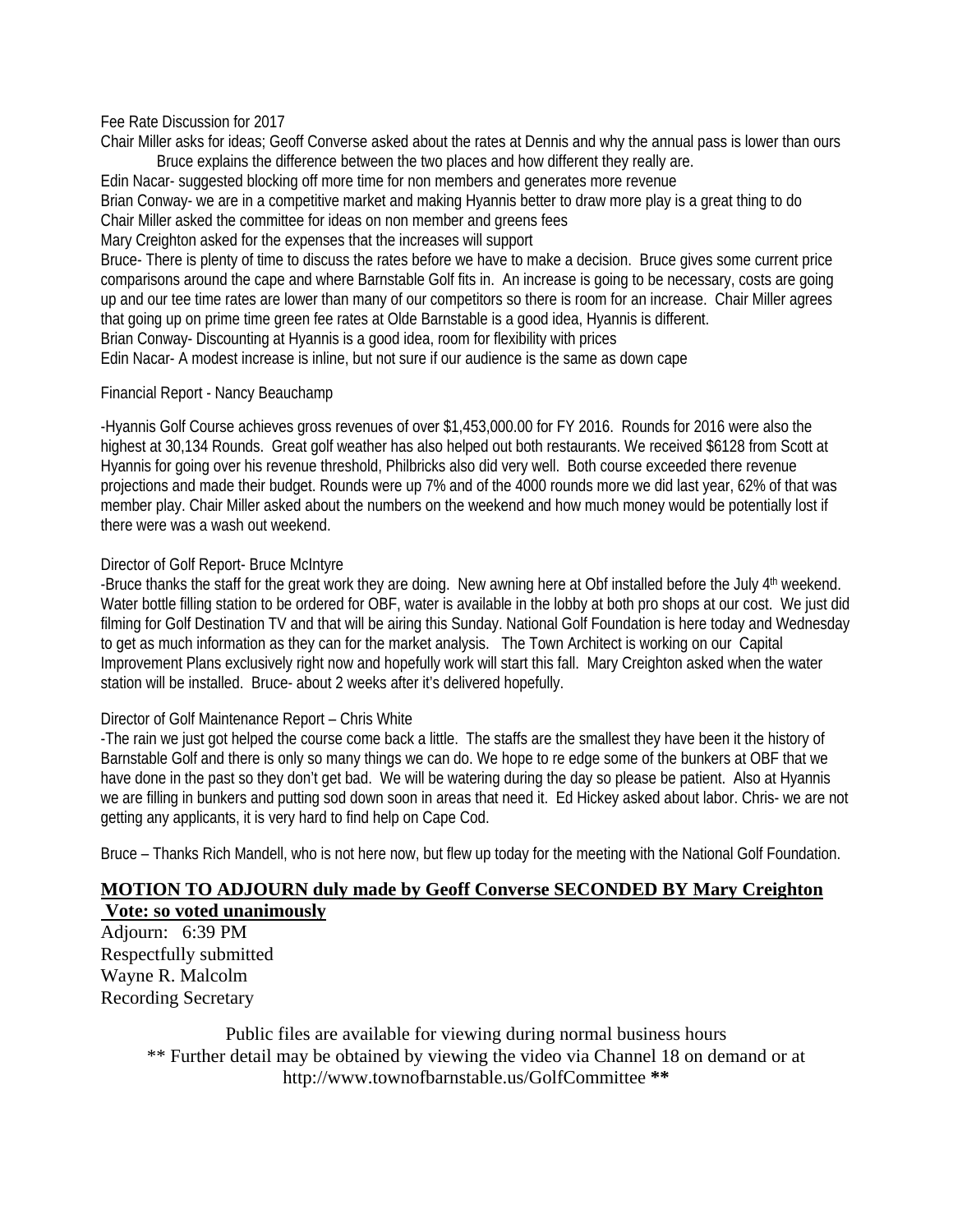Fee Rate Discussion for 2017

Chair Miller asks for ideas; Geoff Converse asked about the rates at Dennis and why the annual pass is lower than ours

Bruce explains the difference between the two places and how different they really are.

Edin Nacar- suggested blocking off more time for non members and generates more revenue

Brian Conway- we are in a competitive market and making Hyannis better to draw more play is a great thing to do

Chair Miller asked the committee for ideas on non member and greens fees

Mary Creighton asked for the expenses that the increases will support

Bruce- There is plenty of time to discuss the rates before we have to make a decision. Bruce gives some current price comparisons around the cape and where Barnstable Golf fits in. An increase is going to be necessary, costs are going up and our tee time rates are lower than many of our competitors so there is room for an increase. Chair Miller agrees that going up on prime time green fee rates at Olde Barnstable is a good idea, Hyannis is different.

Brian Conway- Discounting at Hyannis is a good idea, room for flexibility with prices

Edin Nacar- A modest increase is inline, but not sure if our audience is the same as down cape

Financial Report - Nancy Beauchamp

-Hyannis Golf Course achieves gross revenues of over $1,453,000.00 for FY 2016. Rounds for 2016 were also the highest at 30,134 Rounds. Great golf weather has also helped out both restaurants. We received $6128 from Scott at Hyannis for going over his revenue threshold, Philbricks also did very well. Both course exceeded there revenue projections and made their budget. Rounds were up 7% and of the 4000 rounds more we did last year, 62% of that was member play. Chair Miller asked about the numbers on the weekend and how much money would be potentially lost if there were was a wash out weekend.

Director of Golf Report- Bruce McIntyre

-Bruce thanks the staff for the great work they are doing. New awning here at Obf installed before the July 4th weekend. Water bottle filling station to be ordered for OBF, water is available in the lobby at both pro shops at our cost. We just did filming for Golf Destination TV and that will be airing this Sunday. National Golf Foundation is here today and Wednesday to get as much information as they can for the market analysis. The Town Architect is working on our Capital Improvement Plans exclusively right now and hopefully work will start this fall. Mary Creighton asked when the water station will be installed. Bruce- about 2 weeks after it's delivered hopefully.

Director of Golf Maintenance Report – Chris White

-The rain we just got helped the course come back a little. The staffs are the smallest they have been it the history of Barnstable Golf and there is only so many things we can do. We hope to re edge some of the bunkers at OBF that we have done in the past so they don't get bad. We will be watering during the day so please be patient. Also at Hyannis we are filling in bunkers and putting sod down soon in areas that need it. Ed Hickey asked about labor. Chris- we are not getting any applicants, it is very hard to find help on Cape Cod.

Bruce – Thanks Rich Mandell, who is not here now, but flew up today for the meeting with the National Golf Foundation.

**MOTION TO ADJOURN duly made by Geoff Converse SECONDED BY Mary Creighton**
**Vote: so voted unanimously**

Adjourn: 6:39 PM
Respectfully submitted
Wayne R. Malcolm
Recording Secretary

Public files are available for viewing during normal business hours
** Further detail may be obtained by viewing the video via Channel 18 on demand or at http://www.townofbarnstable.us/GolfCommittee **